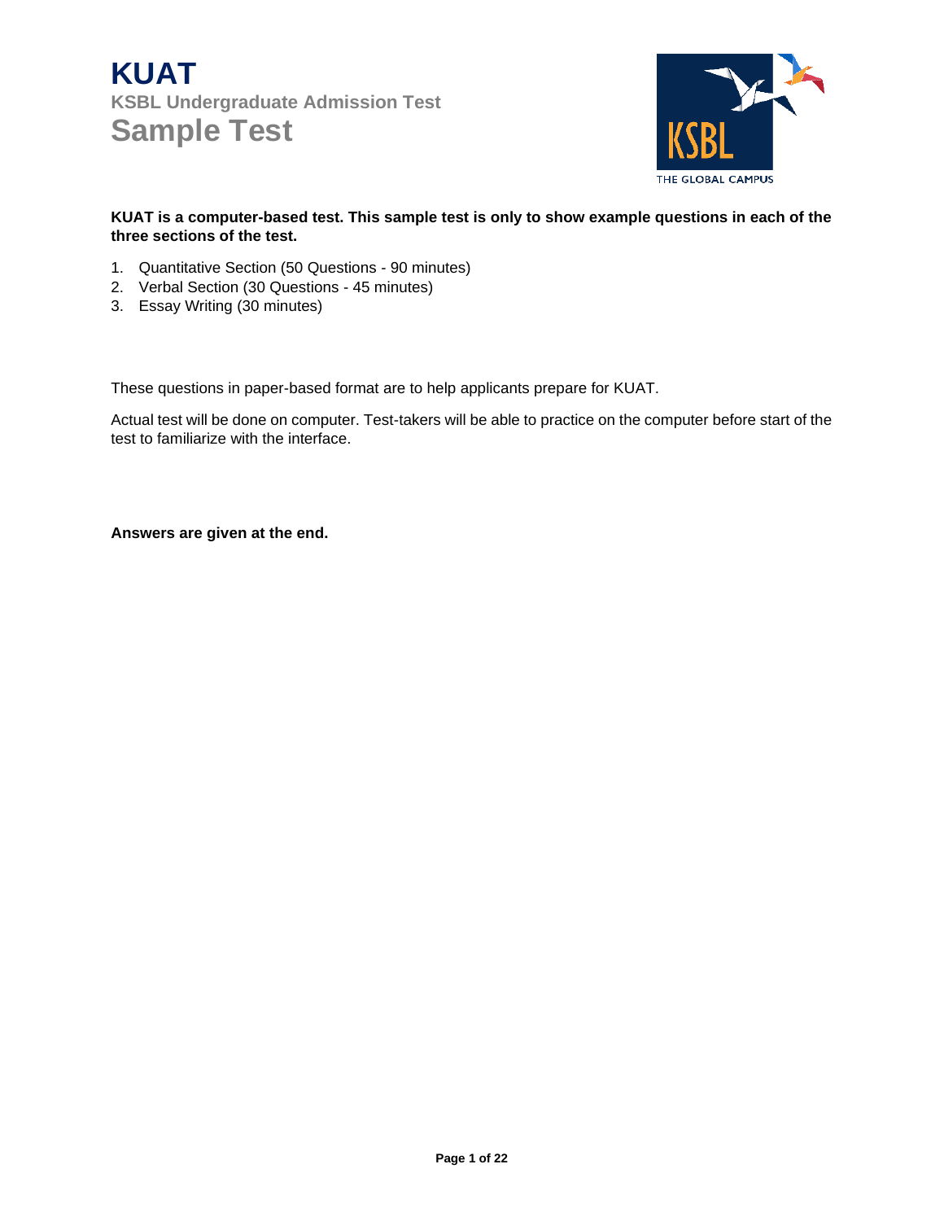# KUAT

## KSBL Undergraduate Admission Test

## Sample Test

**KUAT is a computer-based test. This sample test is only to show example questions in each of the three sections of the test.**

1. Quantitative Section (50 Questions - 90 minutes)
2. Verbal Section (30 Questions - 45 minutes)
3. Essay Writing (30 minutes)

These questions in paper-based format are to help applicants prepare for KUAT.

Actual test will be done on computer. Test-takers will be able to practice on the computer before start of the test to familiarize with the interface.

**Answers are given at the end.**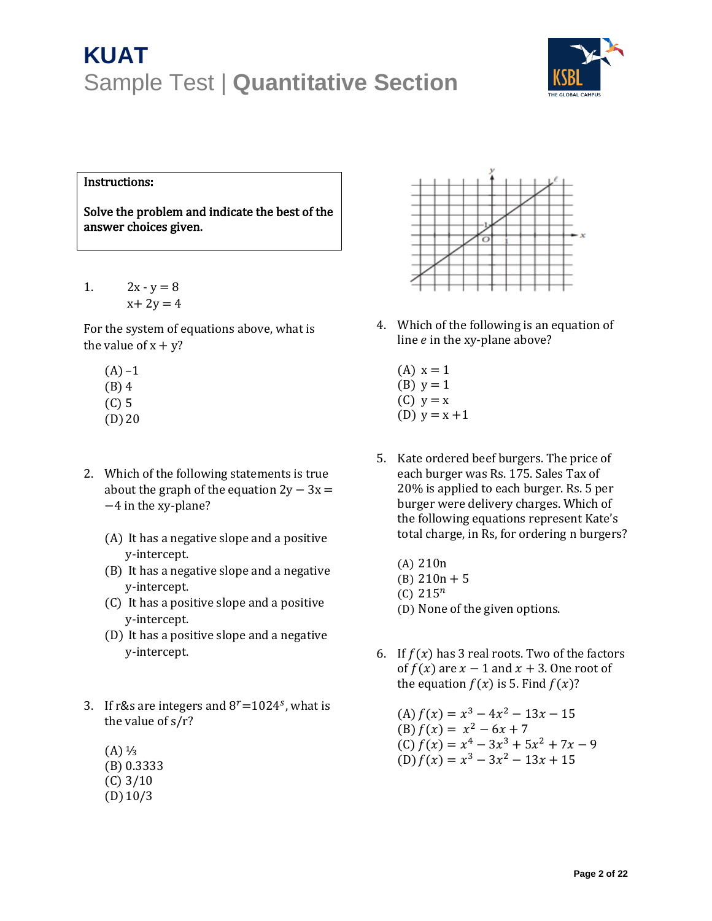# KUAT

## Sample Test | **Quantitative Section**

**Instructions:**

**Solve the problem and indicate the best of the answer choices given.**

1. $2x - y = 8$
   $x + 2y = 4$

For the system of equations above, what is the value of $x + y$?

(A) –1
(B) 4
(C) 5
(D) 20

2. Which of the following statements is true about the graph of the equation $2y - 3x = -4$ in the xy-plane?

(A) It has a negative slope and a positive y-intercept.
(B) It has a negative slope and a negative y-intercept.
(C) It has a positive slope and a positive y-intercept.
(D) It has a positive slope and a negative y-intercept.

3. If r&s are integers and $8^r = 1024^s$, what is the value of s/r?

(A) ⅓
(B) 0.3333
(C) 3/10
(D) 10/3

4. Which of the following is an equation of line *e* in the xy-plane above?

(A) $x = 1$
(B) $y = 1$
(C) $y = x$
(D) $y = x + 1$

5. Kate ordered beef burgers. The price of each burger was Rs. 175. Sales Tax of 20% is applied to each burger. Rs. 5 per burger were delivery charges. Which of the following equations represent Kate's total charge, in Rs, for ordering n burgers?

(A) 210n
(B) 210n + 5
(C) $215^n$
(D) None of the given options.

6. If $f(x)$ has 3 real roots. Two of the factors of $f(x)$ are $x - 1$ and $x + 3$. One root of the equation $f(x)$ is 5. Find $f(x)$?

(A) $f(x) = x^3 - 4x^2 - 13x - 15$
(B) $f(x) = x^2 - 6x + 7$
(C) $f(x) = x^4 - 3x^3 + 5x^2 + 7x - 9$
(D) $f(x) = x^3 - 3x^2 - 13x + 15$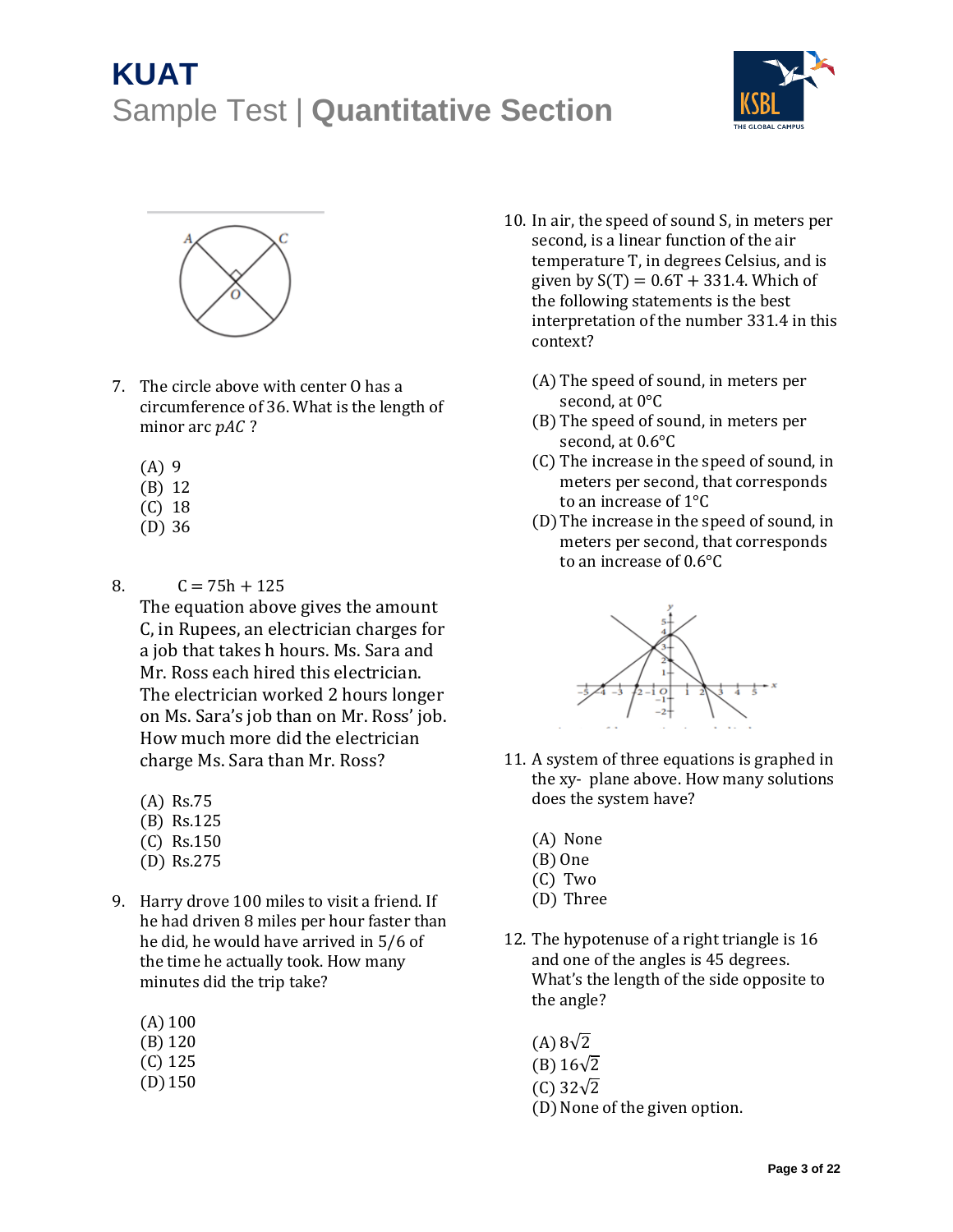7. The circle above with center O has a circumference of 36. What is the length of minor arc $pAC$ ?

   (A) 9
   (B) 12
   (C) 18
   (D) 36

8. $$C = 75h + 125$$

   The equation above gives the amount C, in Rupees, an electrician charges for a job that takes h hours. Ms. Sara and Mr. Ross each hired this electrician. The electrician worked 2 hours longer on Ms. Sara's job than on Mr. Ross' job. How much more did the electrician charge Ms. Sara than Mr. Ross?

   (A) Rs.75
   (B) Rs.125
   (C) Rs.150
   (D) Rs.275

9. Harry drove 100 miles to visit a friend. If he had driven 8 miles per hour faster than he did, he would have arrived in 5/6 of the time he actually took. How many minutes did the trip take?

   (A) 100
   (B) 120
   (C) 125
   (D) 150

10. In air, the speed of sound S, in meters per second, is a linear function of the air temperature T, in degrees Celsius, and is given by $S(T) = 0.6T + 331.4$. Which of the following statements is the best interpretation of the number 331.4 in this context?

    (A) The speed of sound, in meters per second, at 0°C
    (B) The speed of sound, in meters per second, at 0.6°C
    (C) The increase in the speed of sound, in meters per second, that corresponds to an increase of 1°C
    (D) The increase in the speed of sound, in meters per second, that corresponds to an increase of 0.6°C

11. A system of three equations is graphed in the xy- plane above. How many solutions does the system have?

    (A) None
    (B) One
    (C) Two
    (D) Three

12. The hypotenuse of a right triangle is 16 and one of the angles is 45 degrees. What's the length of the side opposite to the angle?

    (A) $8\sqrt{2}$
    (B) $16\sqrt{2}$
    (C) $32\sqrt{2}$
    (D) None of the given option.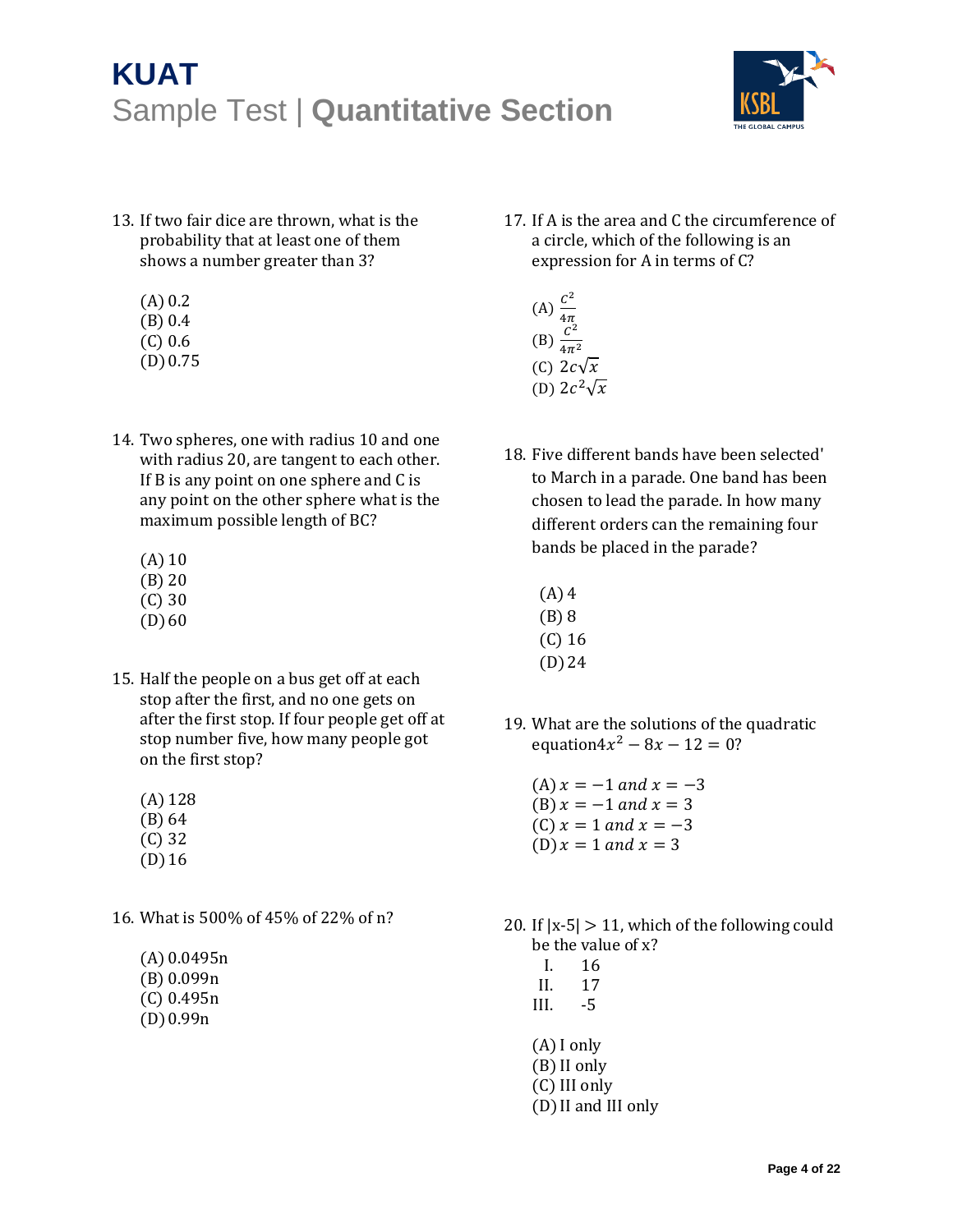13. If two fair dice are thrown, what is the probability that at least one of them shows a number greater than 3?

    (A) 0.2
    (B) 0.4
    (C) 0.6
    (D) 0.75

14. Two spheres, one with radius 10 and one with radius 20, are tangent to each other. If B is any point on one sphere and C is any point on the other sphere what is the maximum possible length of BC?

    (A) 10
    (B) 20
    (C) 30
    (D) 60

15. Half the people on a bus get off at each stop after the first, and no one gets on after the first stop. If four people get off at stop number five, how many people got on the first stop?

    (A) 128
    (B) 64
    (C) 32
    (D) 16

16. What is 500% of 45% of 22% of n?

    (A) 0.0495n
    (B) 0.099n
    (C) 0.495n
    (D) 0.99n

17. If A is the area and C the circumference of a circle, which of the following is an expression for A in terms of C?

    (A) $\frac{C^2}{4\pi}$
    (B) $\frac{C^2}{4\pi^2}$
    (C) $2c\sqrt{x}$
    (D) $2c^2\sqrt{x}$

18. Five different bands have been selected' to March in a parade. One band has been chosen to lead the parade. In how many different orders can the remaining four bands be placed in the parade?

    (A) 4
    (B) 8
    (C) 16
    (D) 24

19. What are the solutions of the quadratic equation$4x^2 - 8x - 12 = 0$?

    (A) $x = -1$ *and* $x = -3$
    (B) $x = -1$ *and* $x = 3$
    (C) $x = 1$ *and* $x = -3$
    (D) $x = 1$ *and* $x = 3$

20. If $|x-5| > 11$, which of the following could be the value of x?

    I. 16
    II. 17
    III. -5

    (A) I only
    (B) II only
    (C) III only
    (D) II and III only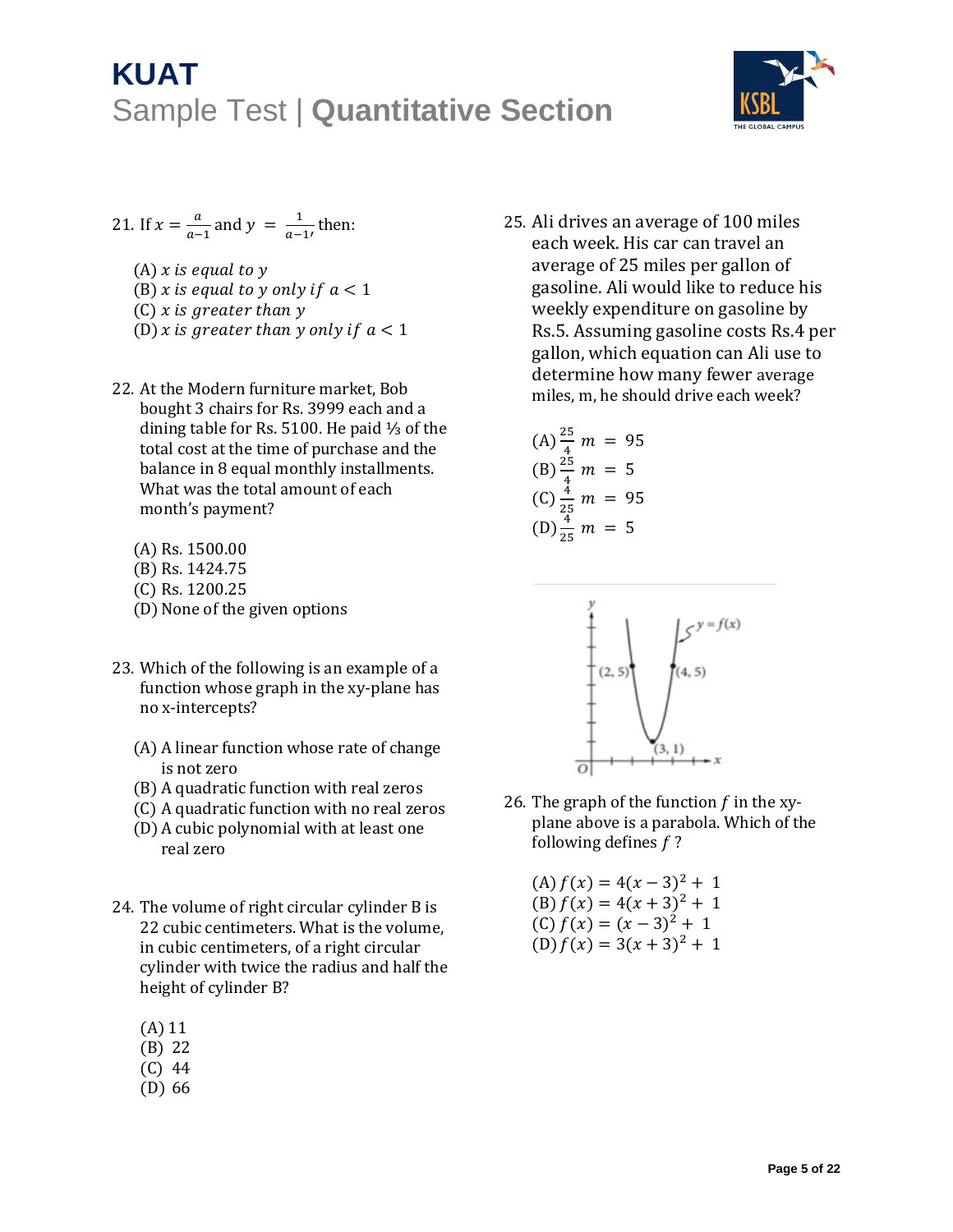# KUAT

## Sample Test | **Quantitative Section**

21. If $x = \frac{a}{a-1}$ and $y = \frac{1}{a-1}$, then:

    (A) $x$ *is equal to* $y$
    (B) $x$ *is equal to* $y$ *only if* $a < 1$
    (C) $x$ *is greater than* $y$
    (D) $x$ *is greater than* $y$ *only if* $a < 1$

22. At the Modern furniture market, Bob bought 3 chairs for Rs. 3999 each and a dining table for Rs. 5100. He paid ⅓ of the total cost at the time of purchase and the balance in 8 equal monthly installments. What was the total amount of each month's payment?

    (A) Rs. 1500.00
    (B) Rs. 1424.75
    (C) Rs. 1200.25
    (D) None of the given options

23. Which of the following is an example of a function whose graph in the xy-plane has no x-intercepts?

    (A) A linear function whose rate of change is not zero
    (B) A quadratic function with real zeros
    (C) A quadratic function with no real zeros
    (D) A cubic polynomial with at least one real zero

24. The volume of right circular cylinder B is 22 cubic centimeters. What is the volume, in cubic centimeters, of a right circular cylinder with twice the radius and half the height of cylinder B?

    (A) 11
    (B) 22
    (C) 44
    (D) 66

25. Ali drives an average of 100 miles each week. His car can travel an average of 25 miles per gallon of gasoline. Ali would like to reduce his weekly expenditure on gasoline by Rs.5. Assuming gasoline costs Rs.4 per gallon, which equation can Ali use to determine how many fewer average miles, m, he should drive each week?

    (A) $\frac{25}{4}\ m = 95$
    (B) $\frac{25}{4}\ m = 5$
    (C) $\frac{4}{25}\ m = 95$
    (D) $\frac{4}{25}\ m = 5$

26. The graph of the function $f$ in the xy-plane above is a parabola. Which of the following defines $f$ ?

    (A) $f(x) = 4(x-3)^2 + 1$
    (B) $f(x) = 4(x+3)^2 + 1$
    (C) $f(x) = (x-3)^2 + 1$
    (D) $f(x) = 3(x+3)^2 + 1$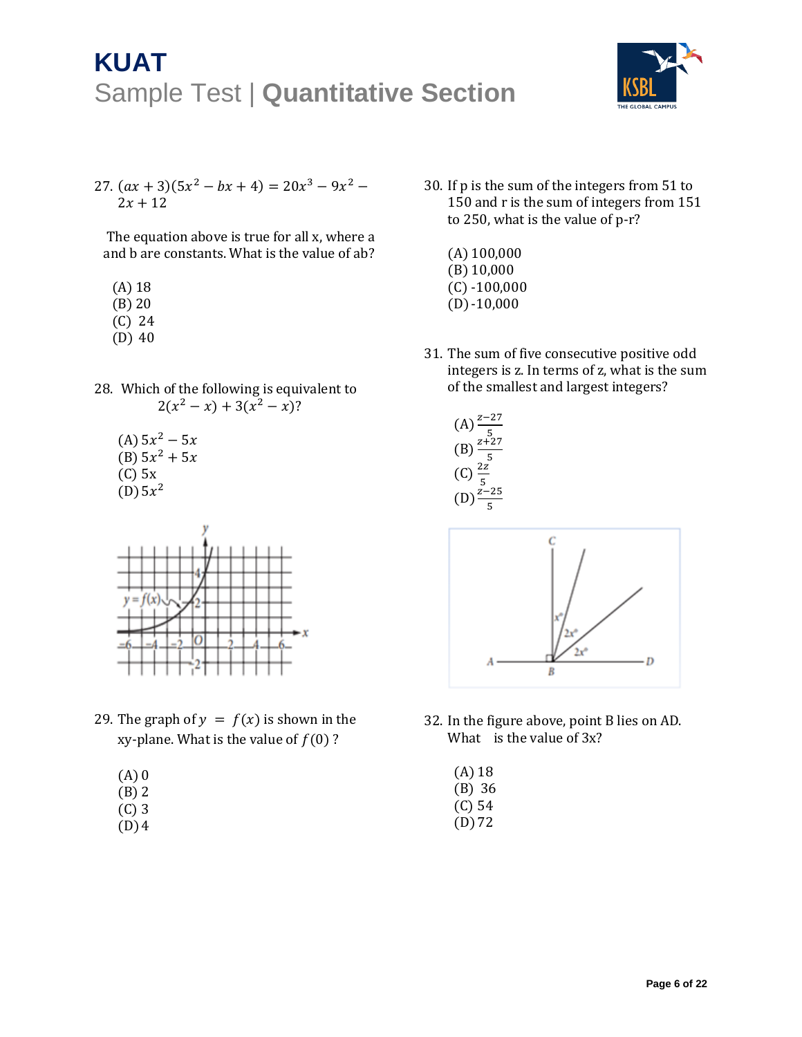27. $(ax + 3)(5x^2 - bx + 4) = 20x^3 - 9x^2 - 2x + 12$

The equation above is true for all x, where a and b are constants. What is the value of ab?

(A) 18
(B) 20
(C) 24
(D) 40

28. Which of the following is equivalent to $2(x^2 - x) + 3(x^2 - x)$?

(A) $5x^2 - 5x$
(B) $5x^2 + 5x$
(C) 5x
(D) $5x^2$

29. The graph of $y = f(x)$ is shown in the xy-plane. What is the value of $f(0)$ ?

(A) 0
(B) 2
(C) 3
(D) 4

30. If p is the sum of the integers from 51 to 150 and r is the sum of integers from 151 to 250, what is the value of p-r?

(A) 100,000
(B) 10,000
(C) -100,000
(D) -10,000

31. The sum of five consecutive positive odd integers is z. In terms of z, what is the sum of the smallest and largest integers?

(A) $\frac{z-27}{5}$
(B) $\frac{z+27}{5}$
(C) $\frac{2z}{5}$
(D) $\frac{z-25}{5}$

32. In the figure above, point B lies on AD. What is the value of 3x?

(A) 18
(B) 36
(C) 54
(D) 72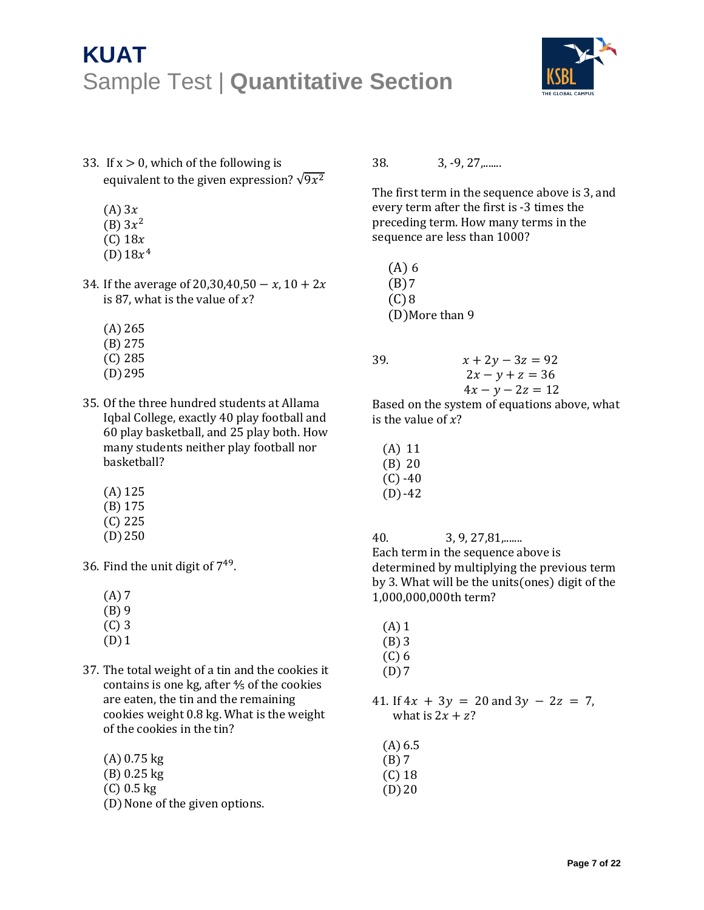33. If $x > 0$, which of the following is equivalent to the given expression? $\sqrt{9x^2}$

   (A) $3x$
   (B) $3x^2$
   (C) $18x$
   (D) $18x^4$

34. If the average of $20, 30, 40, 50 - x, 10 + 2x$ is 87, what is the value of $x$?

   (A) 265
   (B) 275
   (C) 285
   (D) 295

35. Of the three hundred students at Allama Iqbal College, exactly 40 play football and 60 play basketball, and 25 play both. How many students neither play football nor basketball?

   (A) 125
   (B) 175
   (C) 225
   (D) 250

36. Find the unit digit of $7^{49}$.

   (A) 7
   (B) 9
   (C) 3
   (D) 1

37. The total weight of a tin and the cookies it contains is one kg, after ⅘ of the cookies are eaten, the tin and the remaining cookies weight 0.8 kg. What is the weight of the cookies in the tin?

   (A) 0.75 kg
   (B) 0.25 kg
   (C) 0.5 kg
   (D) None of the given options.

38. 3, -9, 27,.......

The first term in the sequence above is 3, and every term after the first is -3 times the preceding term. How many terms in the sequence are less than 1000?

   (A) 6
   (B) 7
   (C) 8
   (D) More than 9

39.

$$x + 2y - 3z = 92$$
$$2x - y + z = 36$$
$$4x - y - 2z = 12$$

Based on the system of equations above, what is the value of $x$?

   (A) 11
   (B) 20
   (C) -40
   (D) -42

40. 3, 9, 27, 81,.......

Each term in the sequence above is determined by multiplying the previous term by 3. What will be the units(ones) digit of the 1,000,000,000th term?

   (A) 1
   (B) 3
   (C) 6
   (D) 7

41. If $4x + 3y = 20$ and $3y - 2z = 7$, what is $2x + z$?

   (A) 6.5
   (B) 7
   (C) 18
   (D) 20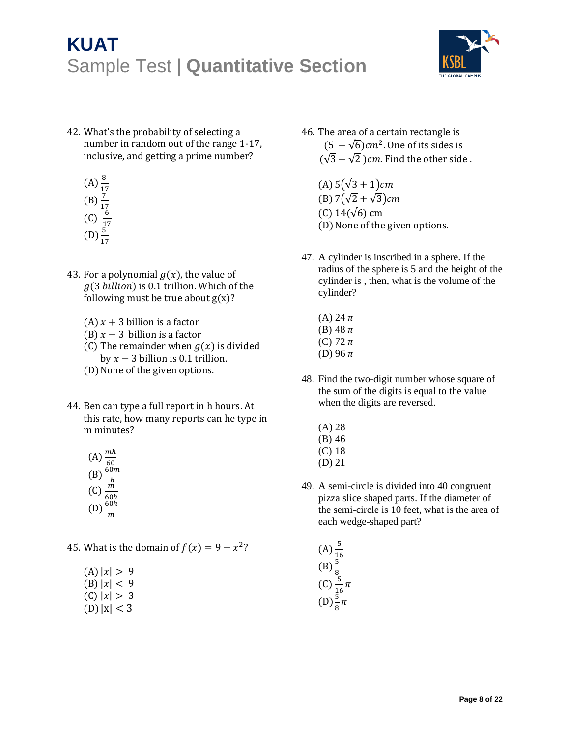42. What's the probability of selecting a number in random out of the range 1-17, inclusive, and getting a prime number?

    (A) $\frac{8}{17}$
    (B) $\frac{7}{17}$
    (C) $\frac{6}{17}$
    (D) $\frac{5}{17}$

43. For a polynomial $g(x)$, the value of $g(3\ billion)$ is 0.1 trillion. Which of the following must be true about g(x)?

    (A) $x + 3$ billion is a factor
    (B) $x - 3$ billion is a factor
    (C) The remainder when $g(x)$ is divided by $x - 3$ billion is 0.1 trillion.
    (D) None of the given options.

44. Ben can type a full report in h hours. At this rate, how many reports can he type in m minutes?

    (A) $\frac{mh}{60}$
    (B) $\frac{60m}{h}$
    (C) $\frac{m}{60h}$
    (D) $\frac{60h}{m}$

45. What is the domain of $f(x) = 9 - x^2$?

    (A) $|x| > 9$
    (B) $|x| < 9$
    (C) $|x| > 3$
    (D) $|x| \leq 3$

46. The area of a certain rectangle is $(5 + \sqrt{6})cm^2$. One of its sides is $(\sqrt{3} - \sqrt{2})cm$. Find the other side .

    (A) $5(\sqrt{3} + 1)cm$
    (B) $7(\sqrt{2} + \sqrt{3})cm$
    (C) $14(\sqrt{6})$ cm
    (D) None of the given options.

47. A cylinder is inscribed in a sphere. If the radius of the sphere is 5 and the height of the cylinder is , then, what is the volume of the cylinder?

    (A) $24\,\pi$
    (B) $48\,\pi$
    (C) $72\,\pi$
    (D) $96\,\pi$

48. Find the two-digit number whose square of the sum of the digits is equal to the value when the digits are reversed.

    (A) 28
    (B) 46
    (C) 18
    (D) 21

49. A semi-circle is divided into 40 congruent pizza slice shaped parts. If the diameter of the semi-circle is 10 feet, what is the area of each wedge-shaped part?

    (A) $\frac{5}{16}$
    (B) $\frac{5}{8}$
    (C) $\frac{5}{16}\pi$
    (D) $\frac{5}{8}\pi$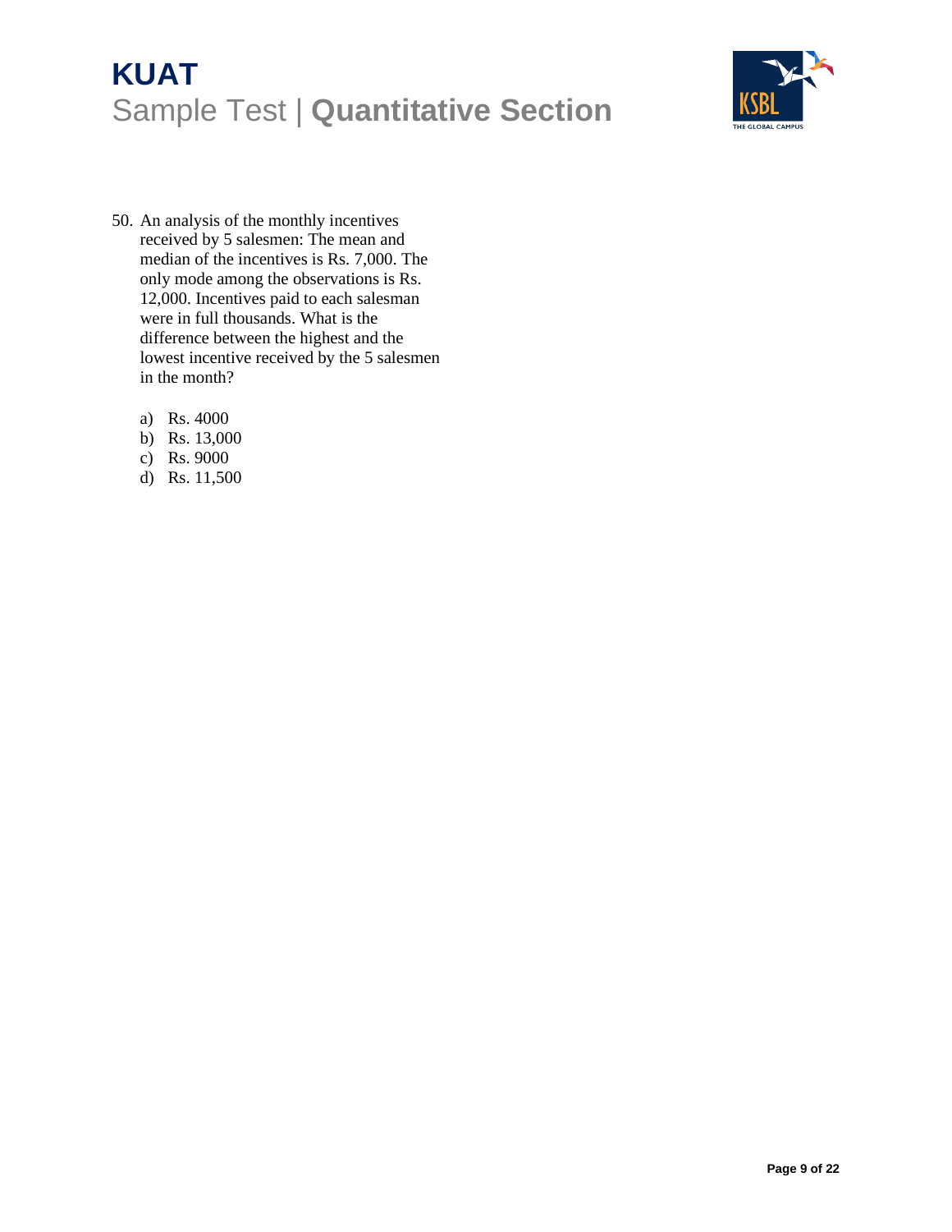50. An analysis of the monthly incentives received by 5 salesmen: The mean and median of the incentives is Rs. 7,000. The only mode among the observations is Rs. 12,000. Incentives paid to each salesman were in full thousands. What is the difference between the highest and the lowest incentive received by the 5 salesmen in the month?

    a) Rs. 4000
    b) Rs. 13,000
    c) Rs. 9000
    d) Rs. 11,500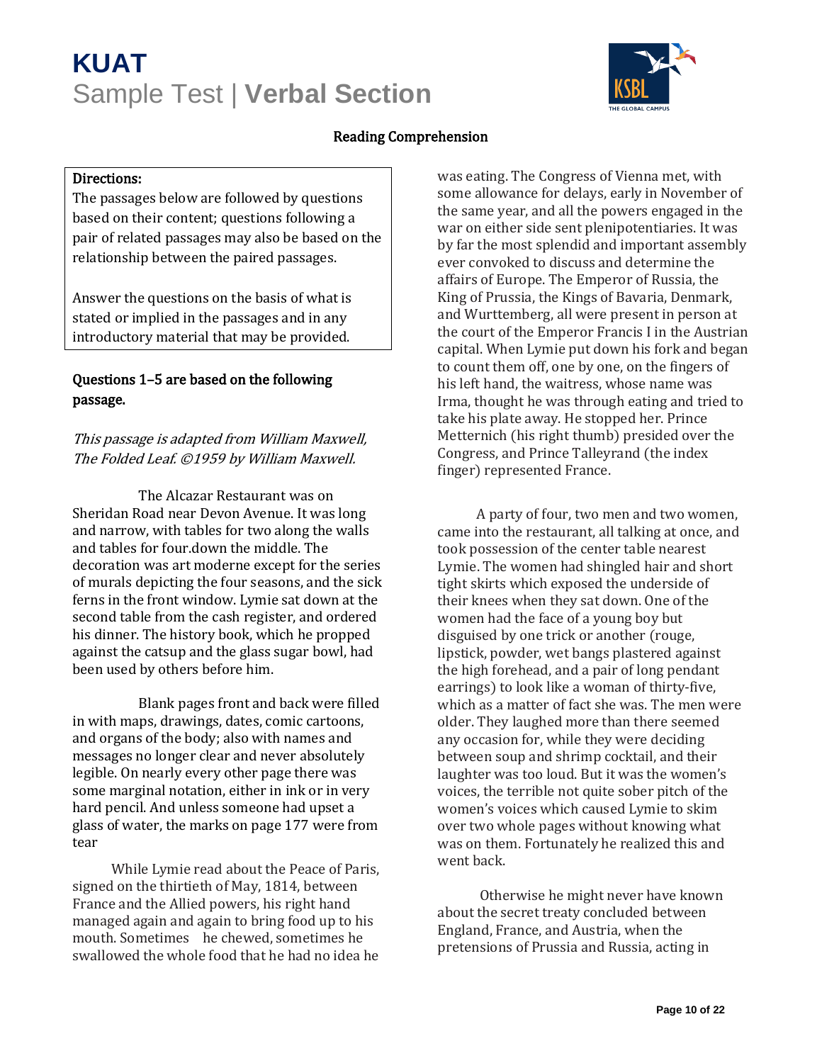# KUAT
## Sample Test | **Verbal Section**

### Reading Comprehension

**Directions:**
The passages below are followed by questions based on their content; questions following a pair of related passages may also be based on the relationship between the paired passages.

Answer the questions on the basis of what is stated or implied in the passages and in any introductory material that may be provided.

**Questions 1–5 are based on the following passage.**

*This passage is adapted from William Maxwell, The Folded Leaf. ©1959 by William Maxwell.*

The Alcazar Restaurant was on Sheridan Road near Devon Avenue. It was long and narrow, with tables for two along the walls and tables for four.down the middle. The decoration was art moderne except for the series of murals depicting the four seasons, and the sick ferns in the front window. Lymie sat down at the second table from the cash register, and ordered his dinner. The history book, which he propped against the catsup and the glass sugar bowl, had been used by others before him.

Blank pages front and back were filled in with maps, drawings, dates, comic cartoons, and organs of the body; also with names and messages no longer clear and never absolutely legible. On nearly every other page there was some marginal notation, either in ink or in very hard pencil. And unless someone had upset a glass of water, the marks on page 177 were from tear

While Lymie read about the Peace of Paris, signed on the thirtieth of May, 1814, between France and the Allied powers, his right hand managed again and again to bring food up to his mouth. Sometimes he chewed, sometimes he swallowed the whole food that he had no idea he was eating. The Congress of Vienna met, with some allowance for delays, early in November of the same year, and all the powers engaged in the war on either side sent plenipotentiaries. It was by far the most splendid and important assembly ever convoked to discuss and determine the affairs of Europe. The Emperor of Russia, the King of Prussia, the Kings of Bavaria, Denmark, and Wurttemberg, all were present in person at the court of the Emperor Francis I in the Austrian capital. When Lymie put down his fork and began to count them off, one by one, on the fingers of his left hand, the waitress, whose name was Irma, thought he was through eating and tried to take his plate away. He stopped her. Prince Metternich (his right thumb) presided over the Congress, and Prince Talleyrand (the index finger) represented France.

A party of four, two men and two women, came into the restaurant, all talking at once, and took possession of the center table nearest Lymie. The women had shingled hair and short tight skirts which exposed the underside of their knees when they sat down. One of the women had the face of a young boy but disguised by one trick or another (rouge, lipstick, powder, wet bangs plastered against the high forehead, and a pair of long pendant earrings) to look like a woman of thirty-five, which as a matter of fact she was. The men were older. They laughed more than there seemed any occasion for, while they were deciding between soup and shrimp cocktail, and their laughter was too loud. But it was the women's voices, the terrible not quite sober pitch of the women's voices which caused Lymie to skim over two whole pages without knowing what was on them. Fortunately he realized this and went back.

Otherwise he might never have known about the secret treaty concluded between England, France, and Austria, when the pretensions of Prussia and Russia, acting in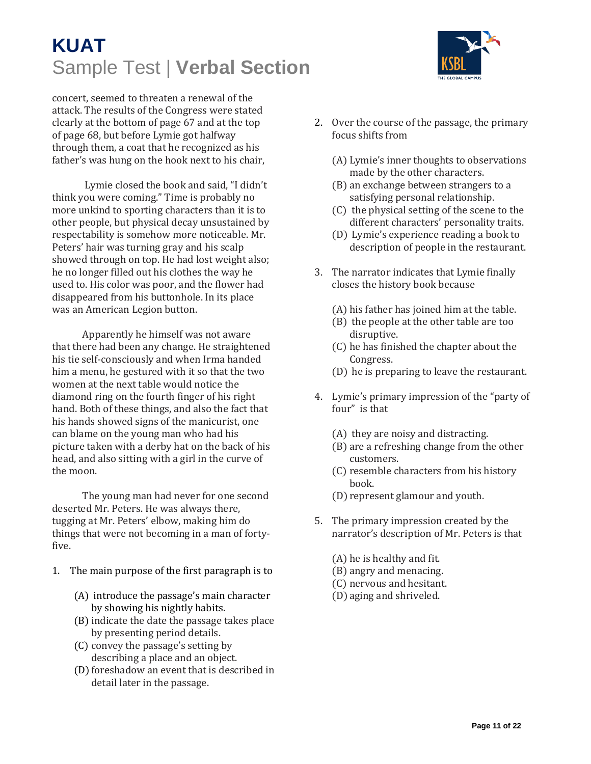concert, seemed to threaten a renewal of the attack. The results of the Congress were stated clearly at the bottom of page 67 and at the top of page 68, but before Lymie got halfway through them, a coat that he recognized as his father's was hung on the hook next to his chair,

Lymie closed the book and said, "I didn't think you were coming." Time is probably no more unkind to sporting characters than it is to other people, but physical decay unsustained by respectability is somehow more noticeable. Mr. Peters' hair was turning gray and his scalp showed through on top. He had lost weight also; he no longer filled out his clothes the way he used to. His color was poor, and the flower had disappeared from his buttonhole. In its place was an American Legion button.

Apparently he himself was not aware that there had been any change. He straightened his tie self-consciously and when Irma handed him a menu, he gestured with it so that the two women at the next table would notice the diamond ring on the fourth finger of his right hand. Both of these things, and also the fact that his hands showed signs of the manicurist, one can blame on the young man who had his picture taken with a derby hat on the back of his head, and also sitting with a girl in the curve of the moon.

The young man had never for one second deserted Mr. Peters. He was always there, tugging at Mr. Peters' elbow, making him do things that were not becoming in a man of forty-five.

1. The main purpose of the first paragraph is to

   (A) introduce the passage's main character by showing his nightly habits.
   (B) indicate the date the passage takes place by presenting period details.
   (C) convey the passage's setting by describing a place and an object.
   (D) foreshadow an event that is described in detail later in the passage.

2. Over the course of the passage, the primary focus shifts from

   (A) Lymie's inner thoughts to observations made by the other characters.
   (B) an exchange between strangers to a satisfying personal relationship.
   (C) the physical setting of the scene to the different characters' personality traits.
   (D) Lymie's experience reading a book to description of people in the restaurant.

3. The narrator indicates that Lymie finally closes the history book because

   (A) his father has joined him at the table.
   (B) the people at the other table are too disruptive.
   (C) he has finished the chapter about the Congress.
   (D) he is preparing to leave the restaurant.

4. Lymie's primary impression of the "party of four" is that

   (A) they are noisy and distracting.
   (B) are a refreshing change from the other customers.
   (C) resemble characters from his history book.
   (D) represent glamour and youth.

5. The primary impression created by the narrator's description of Mr. Peters is that

   (A) he is healthy and fit.
   (B) angry and menacing.
   (C) nervous and hesitant.
   (D) aging and shriveled.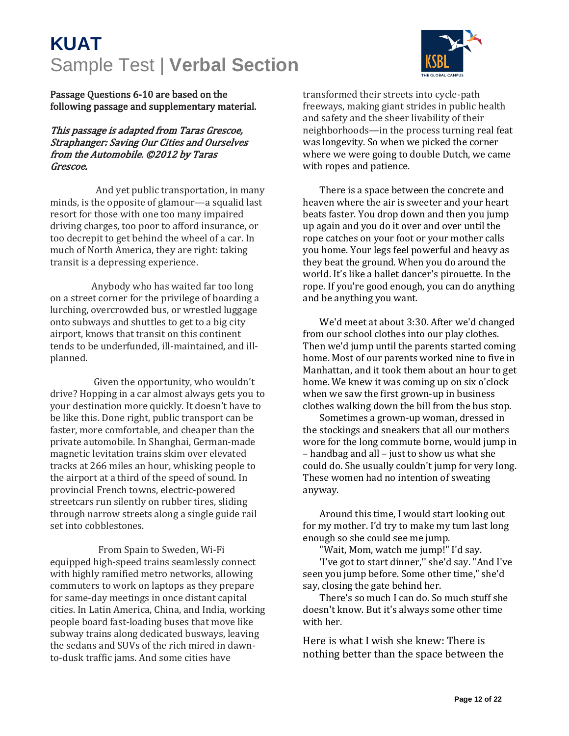Passage Questions 6-10 are based on the following passage and supplementary material.

*This passage is adapted from Taras Grescoe, Straphanger: Saving Our Cities and Ourselves from the Automobile. ©2012 by Taras Grescoe.*

And yet public transportation, in many minds, is the opposite of glamour—a squalid last resort for those with one too many impaired driving charges, too poor to afford insurance, or too decrepit to get behind the wheel of a car. In much of North America, they are right: taking transit is a depressing experience.

Anybody who has waited far too long on a street corner for the privilege of boarding a lurching, overcrowded bus, or wrestled luggage onto subways and shuttles to get to a big city airport, knows that transit on this continent tends to be underfunded, ill-maintained, and ill-planned.

Given the opportunity, who wouldn't drive? Hopping in a car almost always gets you to your destination more quickly. It doesn't have to be like this. Done right, public transport can be faster, more comfortable, and cheaper than the private automobile. In Shanghai, German-made magnetic levitation trains skim over elevated tracks at 266 miles an hour, whisking people to the airport at a third of the speed of sound. In provincial French towns, electric-powered streetcars run silently on rubber tires, sliding through narrow streets along a single guide rail set into cobblestones.

From Spain to Sweden, Wi-Fi equipped high-speed trains seamlessly connect with highly ramified metro networks, allowing commuters to work on laptops as they prepare for same-day meetings in once distant capital cities. In Latin America, China, and India, working people board fast-loading buses that move like subway trains along dedicated busways, leaving the sedans and SUVs of the rich mired in dawn-to-dusk traffic jams. And some cities have transformed their streets into cycle-path freeways, making giant strides in public health and safety and the sheer livability of their neighborhoods—in the process turning real feat was longevity. So when we picked the corner where we were going to double Dutch, we came with ropes and patience.

There is a space between the concrete and heaven where the air is sweeter and your heart beats faster. You drop down and then you jump up again and you do it over and over until the rope catches on your foot or your mother calls you home. Your legs feel powerful and heavy as they beat the ground. When you do around the world. It's like a ballet dancer's pirouette. In the rope. If you're good enough, you can do anything and be anything you want.

We'd meet at about 3:30. After we'd changed from our school clothes into our play clothes. Then we'd jump until the parents started coming home. Most of our parents worked nine to five in Manhattan, and it took them about an hour to get home. We knew it was coming up on six o'clock when we saw the first grown-up in business clothes walking down the bill from the bus stop.

Sometimes a grown-up woman, dressed in the stockings and sneakers that all our mothers wore for the long commute borne, would jump in – handbag and all – just to show us what she could do. She usually couldn't jump for very long. These women had no intention of sweating anyway.

Around this time, I would start looking out for my mother. I'd try to make my tum last long enough so she could see me jump.

"Wait, Mom, watch me jump!" I'd say.

'I've got to start dinner,'' she'd say. "And I've seen you jump before. Some other time," she'd say, closing the gate behind her.

There's so much I can do. So much stuff she doesn't know. But it's always some other time with her.

Here is what I wish she knew: There is nothing better than the space between the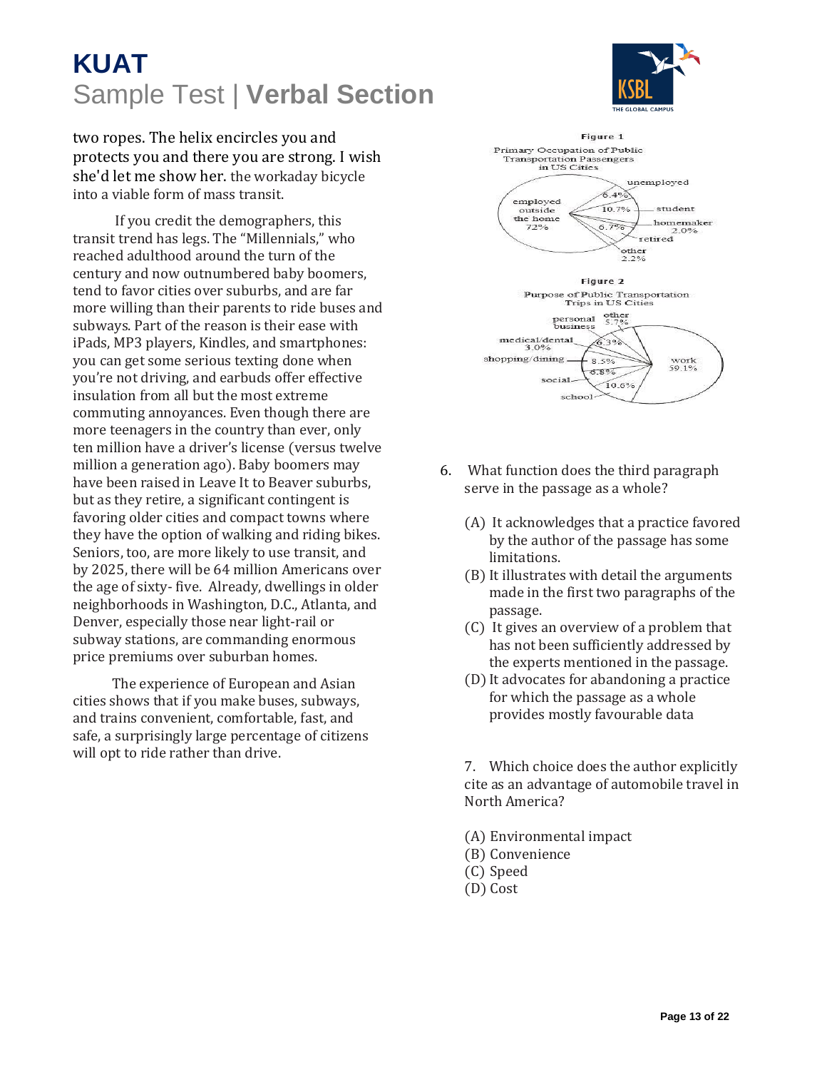two ropes. The helix encircles you and protects you and there you are strong. I wish she'd let me show her. the workaday bicycle into a viable form of mass transit.

If you credit the demographers, this transit trend has legs. The "Millennials," who reached adulthood around the turn of the century and now outnumbered baby boomers, tend to favor cities over suburbs, and are far more willing than their parents to ride buses and subways. Part of the reason is their ease with iPads, MP3 players, Kindles, and smartphones: you can get some serious texting done when you're not driving, and earbuds offer effective insulation from all but the most extreme commuting annoyances. Even though there are more teenagers in the country than ever, only ten million have a driver's license (versus twelve million a generation ago). Baby boomers may have been raised in Leave It to Beaver suburbs, but as they retire, a significant contingent is favoring older cities and compact towns where they have the option of walking and riding bikes. Seniors, too, are more likely to use transit, and by 2025, there will be 64 million Americans over the age of sixty- five. Already, dwellings in older neighborhoods in Washington, D.C., Atlanta, and Denver, especially those near light-rail or subway stations, are commanding enormous price premiums over suburban homes.

The experience of European and Asian cities shows that if you make buses, subways, and trains convenient, comfortable, fast, and safe, a surprisingly large percentage of citizens will opt to ride rather than drive.

**Figure 1**

Primary Occupation of Public Transportation Passengers in US Cities

- employed outside the home 72%
- unemployed 6.4%
- student 10.7%
- homemaker 2.0%
- retired 6.7%
- other 2.2%

**Figure 2**

Purpose of Public Transportation Trips in US Cities

- work 59.1%
- other 5.7%
- personal business 6.3%
- medical/dental 3.0%
- shopping/dining 8.5%
- social 6.8%
- school 10.6%

6. What function does the third paragraph serve in the passage as a whole?

   (A) It acknowledges that a practice favored by the author of the passage has some limitations.
   (B) It illustrates with detail the arguments made in the first two paragraphs of the passage.
   (C) It gives an overview of a problem that has not been sufficiently addressed by the experts mentioned in the passage.
   (D) It advocates for abandoning a practice for which the passage as a whole provides mostly favourable data

7. Which choice does the author explicitly cite as an advantage of automobile travel in North America?

   (A) Environmental impact
   (B) Convenience
   (C) Speed
   (D) Cost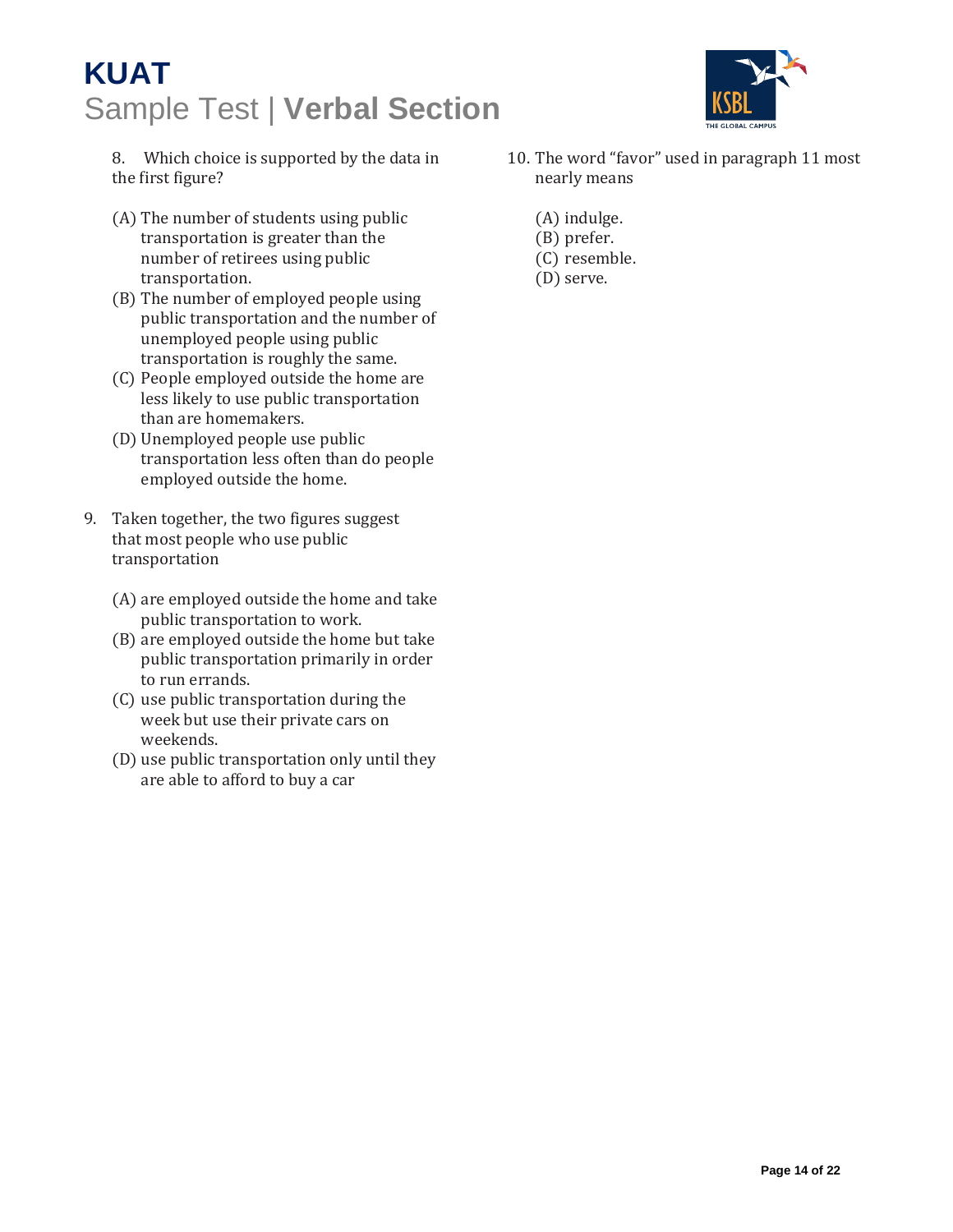8. Which choice is supported by the data in the first figure?

(A) The number of students using public transportation is greater than the number of retirees using public transportation.
(B) The number of employed people using public transportation and the number of unemployed people using public transportation is roughly the same.
(C) People employed outside the home are less likely to use public transportation than are homemakers.
(D) Unemployed people use public transportation less often than do people employed outside the home.

9. Taken together, the two figures suggest that most people who use public transportation

(A) are employed outside the home and take public transportation to work.
(B) are employed outside the home but take public transportation primarily in order to run errands.
(C) use public transportation during the week but use their private cars on weekends.
(D) use public transportation only until they are able to afford to buy a car

10. The word "favor" used in paragraph 11 most nearly means

(A) indulge.
(B) prefer.
(C) resemble.
(D) serve.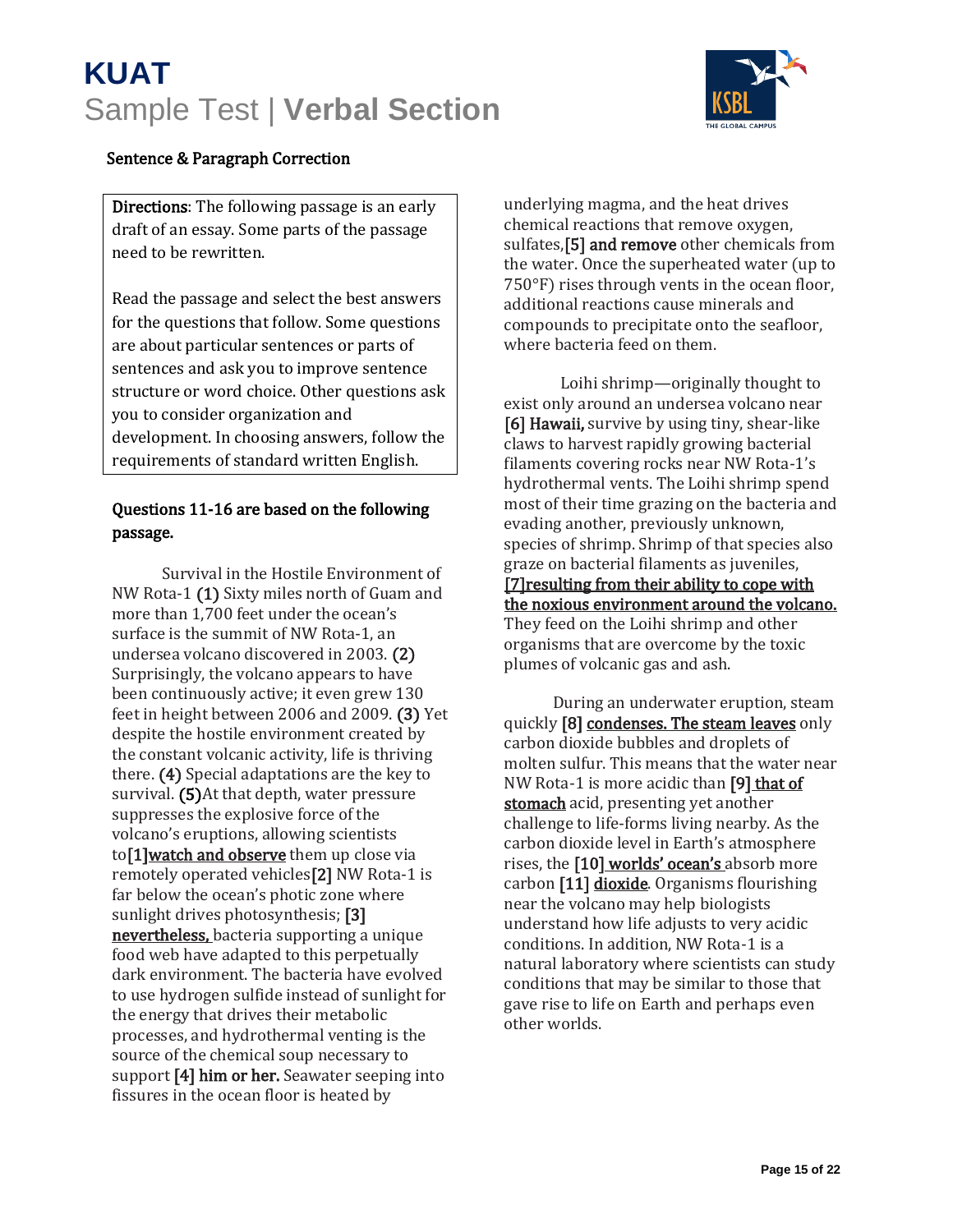# KUAT

## Sample Test | **Verbal Section**

### Sentence & Paragraph Correction

> **Directions**: The following passage is an early draft of an essay. Some parts of the passage need to be rewritten.
>
> Read the passage and select the best answers for the questions that follow. Some questions are about particular sentences or parts of sentences and ask you to improve sentence structure or word choice. Other questions ask you to consider organization and development. In choosing answers, follow the requirements of standard written English.

**Questions 11-16 are based on the following passage.**

Survival in the Hostile Environment of NW Rota-1 **(1)** Sixty miles north of Guam and more than 1,700 feet under the ocean's surface is the summit of NW Rota-1, an undersea volcano discovered in 2003. **(2)** Surprisingly, the volcano appears to have been continuously active; it even grew 130 feet in height between 2006 and 2009. **(3)** Yet despite the hostile environment created by the constant volcanic activity, life is thriving there. **(4)** Special adaptations are the key to survival. **(5)**At that depth, water pressure suppresses the explosive force of the volcano's eruptions, allowing scientists to**[1]**<u>watch and observe</u> them up close via remotely operated vehicles**[2]** NW Rota-1 is far below the ocean's photic zone where sunlight drives photosynthesis; **[3]** <u>**nevertheless,**</u> bacteria supporting a unique food web have adapted to this perpetually dark environment. The bacteria have evolved to use hydrogen sulfide instead of sunlight for the energy that drives their metabolic processes, and hydrothermal venting is the source of the chemical soup necessary to support **[4] him or her.** Seawater seeping into fissures in the ocean floor is heated by underlying magma, and the heat drives chemical reactions that remove oxygen, sulfates,**[5] and remove** other chemicals from the water. Once the superheated water (up to 750°F) rises through vents in the ocean floor, additional reactions cause minerals and compounds to precipitate onto the seafloor, where bacteria feed on them.

Loihi shrimp—originally thought to exist only around an undersea volcano near **[6] Hawaii,** survive by using tiny, shear-like claws to harvest rapidly growing bacterial filaments covering rocks near NW Rota-1's hydrothermal vents. The Loihi shrimp spend most of their time grazing on the bacteria and evading another, previously unknown, species of shrimp. Shrimp of that species also graze on bacterial filaments as juveniles, <u>**[7]resulting from their ability to cope with the noxious environment around the volcano.**</u> They feed on the Loihi shrimp and other organisms that are overcome by the toxic plumes of volcanic gas and ash.

During an underwater eruption, steam quickly **[8]** <u>**condenses. The steam leaves**</u> only carbon dioxide bubbles and droplets of molten sulfur. This means that the water near NW Rota-1 is more acidic than **[9]** <u>**that of stomach**</u> acid, presenting yet another challenge to life-forms living nearby. As the carbon dioxide level in Earth's atmosphere rises, the **[10]** <u>**worlds' ocean's**</u> absorb more carbon **[11]** <u>**dioxide**</u>. Organisms flourishing near the volcano may help biologists understand how life adjusts to very acidic conditions. In addition, NW Rota-1 is a natural laboratory where scientists can study conditions that may be similar to those that gave rise to life on Earth and perhaps even other worlds.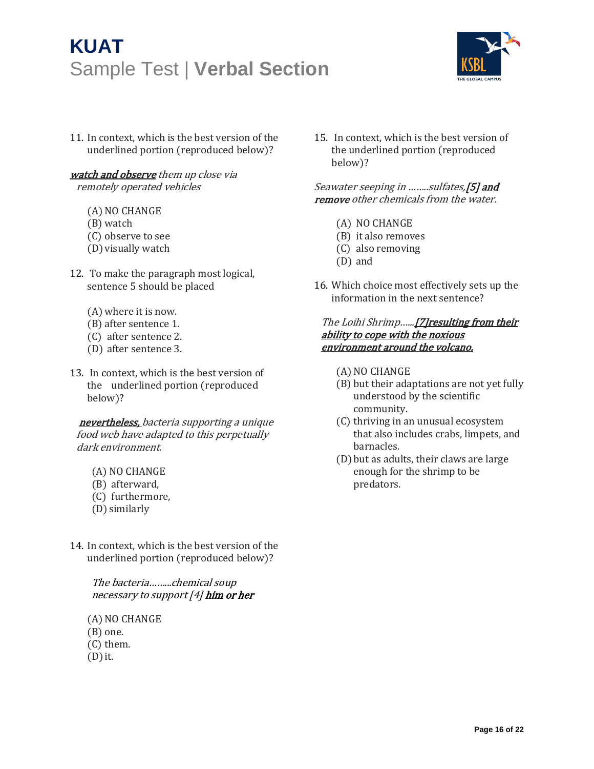11. In context, which is the best version of the underlined portion (reproduced below)?

*<u>watch and observe</u> them up close via remotely operated vehicles*

(A) NO CHANGE
(B) watch
(C) observe to see
(D) visually watch

12. To make the paragraph most logical, sentence 5 should be placed

(A) where it is now.
(B) after sentence 1.
(C) after sentence 2.
(D) after sentence 3.

13. In context, which is the best version of the underlined portion (reproduced below)?

*<u>nevertheless,</u> bacteria supporting a unique food web have adapted to this perpetually dark environment.*

(A) NO CHANGE
(B) afterward,
(C) furthermore,
(D) similarly

14. In context, which is the best version of the underlined portion (reproduced below)?

*The bacteria………chemical soup necessary to support [4] **him or her***

(A) NO CHANGE
(B) one.
(C) them.
(D) it.

15. In context, which is the best version of the underlined portion (reproduced below)?

*Seawater seeping in ……..sulfates,**[5] and remove** other chemicals from the water.*

(A) NO CHANGE
(B) it also removes
(C) also removing
(D) and

16. Which choice most effectively sets up the information in the next sentence?

*The Loihi Shrimp……<u>[7]resulting from their ability to cope with the noxious environment around the volcano.</u>*

(A) NO CHANGE
(B) but their adaptations are not yet fully understood by the scientific community.
(C) thriving in an unusual ecosystem that also includes crabs, limpets, and barnacles.
(D) but as adults, their claws are large enough for the shrimp to be predators.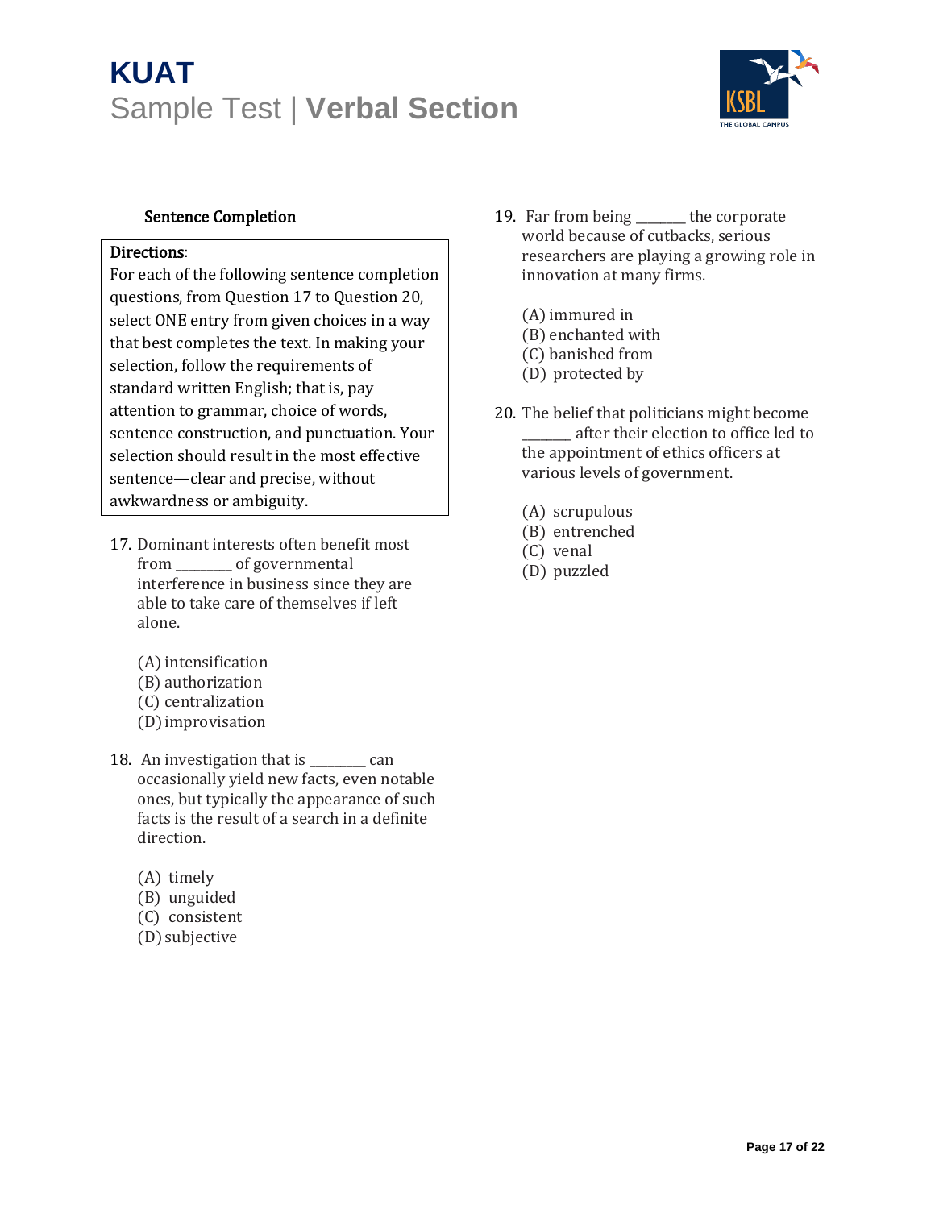### Sentence Completion

**Directions**:
For each of the following sentence completion questions, from Question 17 to Question 20, select ONE entry from given choices in a way that best completes the text. In making your selection, follow the requirements of standard written English; that is, pay attention to grammar, choice of words, sentence construction, and punctuation. Your selection should result in the most effective sentence—clear and precise, without awkwardness or ambiguity.

17. Dominant interests often benefit most from ________ of governmental interference in business since they are able to take care of themselves if left alone.

    (A) intensification
    (B) authorization
    (C) centralization
    (D) improvisation

18. An investigation that is ________ can occasionally yield new facts, even notable ones, but typically the appearance of such facts is the result of a search in a definite direction.

    (A) timely
    (B) unguided
    (C) consistent
    (D) subjective

19. Far from being _______ the corporate world because of cutbacks, serious researchers are playing a growing role in innovation at many firms.

    (A) immured in
    (B) enchanted with
    (C) banished from
    (D) protected by

20. The belief that politicians might become _______ after their election to office led to the appointment of ethics officers at various levels of government.

    (A) scrupulous
    (B) entrenched
    (C) venal
    (D) puzzled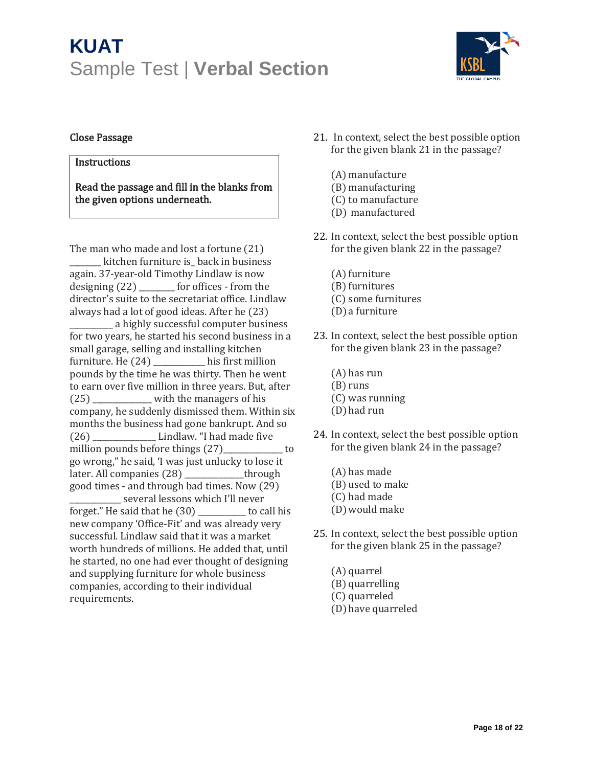# KUAT

## Sample Test | **Verbal Section**

### Close Passage

**Instructions**

**Read the passage and fill in the blanks from the given options underneath.**

The man who made and lost a fortune (21) ________ kitchen furniture is_ back in business again. 37-year-old Timothy Lindlaw is now designing (22) ________ for offices - from the director's suite to the secretariat office. Lindlaw always had a lot of good ideas. After he (23) __________ a highly successful computer business for two years, he started his second business in a small garage, selling and installing kitchen furniture. He (24) ____________ his first million pounds by the time he was thirty. Then he went to earn over five million in three years. But, after (25) ______________ with the managers of his company, he suddenly dismissed them. Within six months the business had gone bankrupt. And so (26) _______________ Lindlaw. "I had made five million pounds before things (27)______________ to go wrong," he said, 'I was just unlucky to lose it later. All companies (28) ______________through good times - and through bad times. Now (29) ____________ several lessons which I'll never forget." He said that he (30) ___________ to call his new company 'Office-Fit' and was already very successful. Lindlaw said that it was a market worth hundreds of millions. He added that, until he started, no one had ever thought of designing and supplying furniture for whole business companies, according to their individual requirements.

21. In context, select the best possible option for the given blank 21 in the passage?

    (A) manufacture
    (B) manufacturing
    (C) to manufacture
    (D) manufactured

22. In context, select the best possible option for the given blank 22 in the passage?

    (A) furniture
    (B) furnitures
    (C) some furnitures
    (D) a furniture

23. In context, select the best possible option for the given blank 23 in the passage?

    (A) has run
    (B) runs
    (C) was running
    (D) had run

24. In context, select the best possible option for the given blank 24 in the passage?

    (A) has made
    (B) used to make
    (C) had made
    (D) would make

25. In context, select the best possible option for the given blank 25 in the passage?

    (A) quarrel
    (B) quarrelling
    (C) quarreled
    (D) have quarreled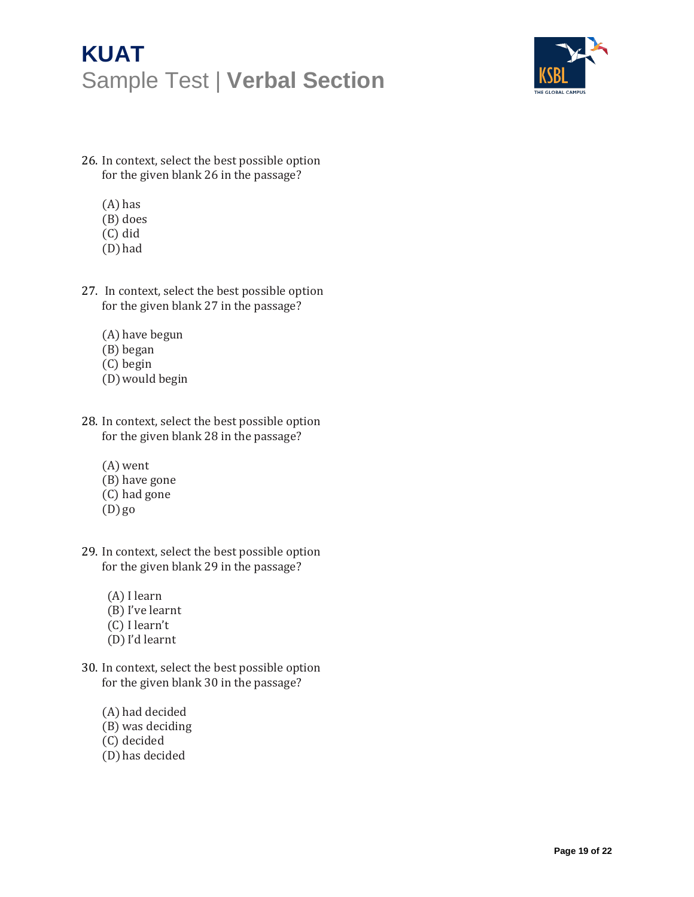26. In context, select the best possible option for the given blank 26 in the passage?

    (A) has
    (B) does
    (C) did
    (D) had

27. In context, select the best possible option for the given blank 27 in the passage?

    (A) have begun
    (B) began
    (C) begin
    (D) would begin

28. In context, select the best possible option for the given blank 28 in the passage?

    (A) went
    (B) have gone
    (C) had gone
    (D) go

29. In context, select the best possible option for the given blank 29 in the passage?

    (A) I learn
    (B) I've learnt
    (C) I learn't
    (D) I'd learnt

30. In context, select the best possible option for the given blank 30 in the passage?

    (A) had decided
    (B) was deciding
    (C) decided
    (D) has decided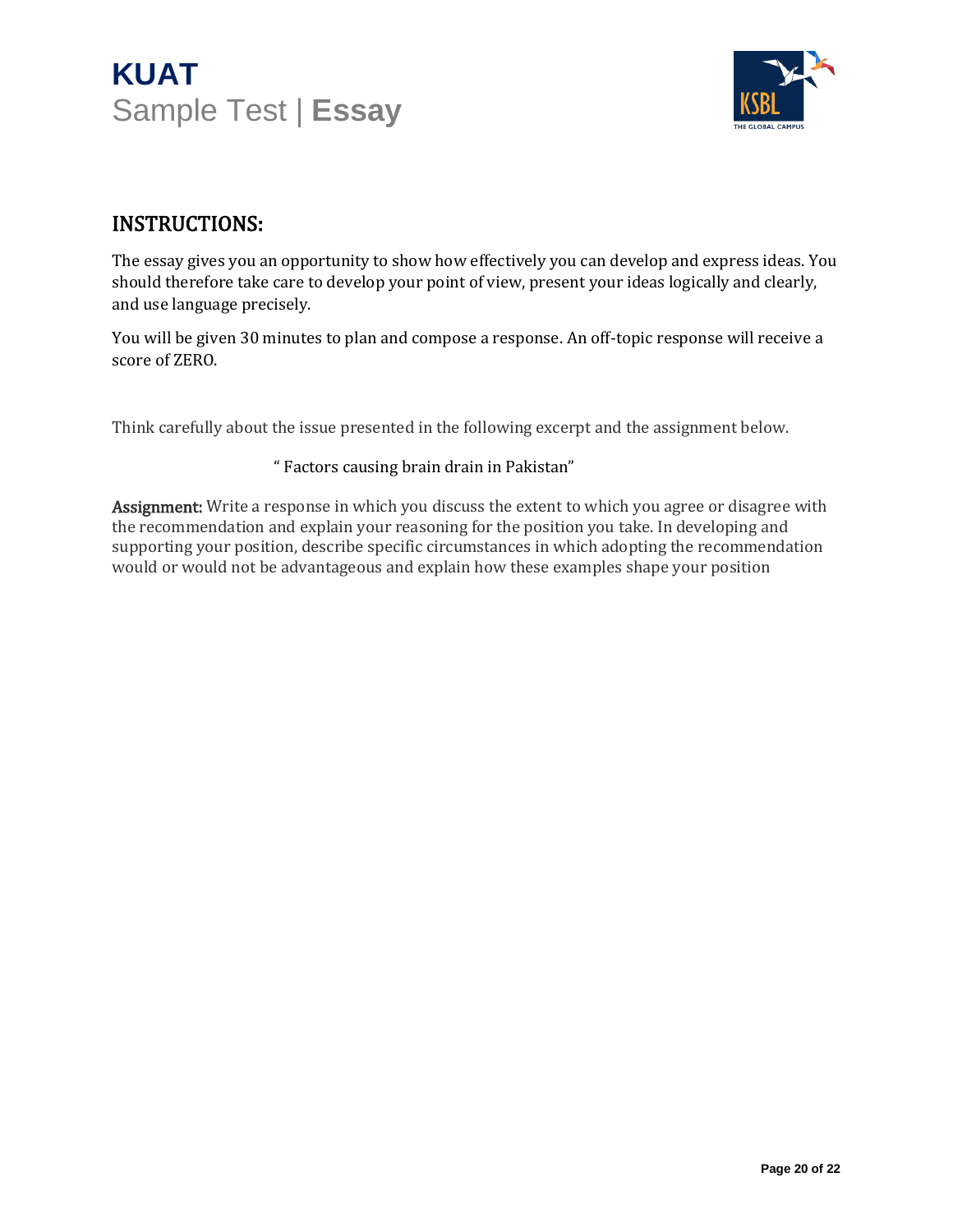# KUAT

## Sample Test | **Essay**

## INSTRUCTIONS:

The essay gives you an opportunity to show how effectively you can develop and express ideas. You should therefore take care to develop your point of view, present your ideas logically and clearly, and use language precisely.

You will be given 30 minutes to plan and compose a response. An off-topic response will receive a score of ZERO.

Think carefully about the issue presented in the following excerpt and the assignment below.

" Factors causing brain drain in Pakistan"

**Assignment:** Write a response in which you discuss the extent to which you agree or disagree with the recommendation and explain your reasoning for the position you take. In developing and supporting your position, describe specific circumstances in which adopting the recommendation would or would not be advantageous and explain how these examples shape your position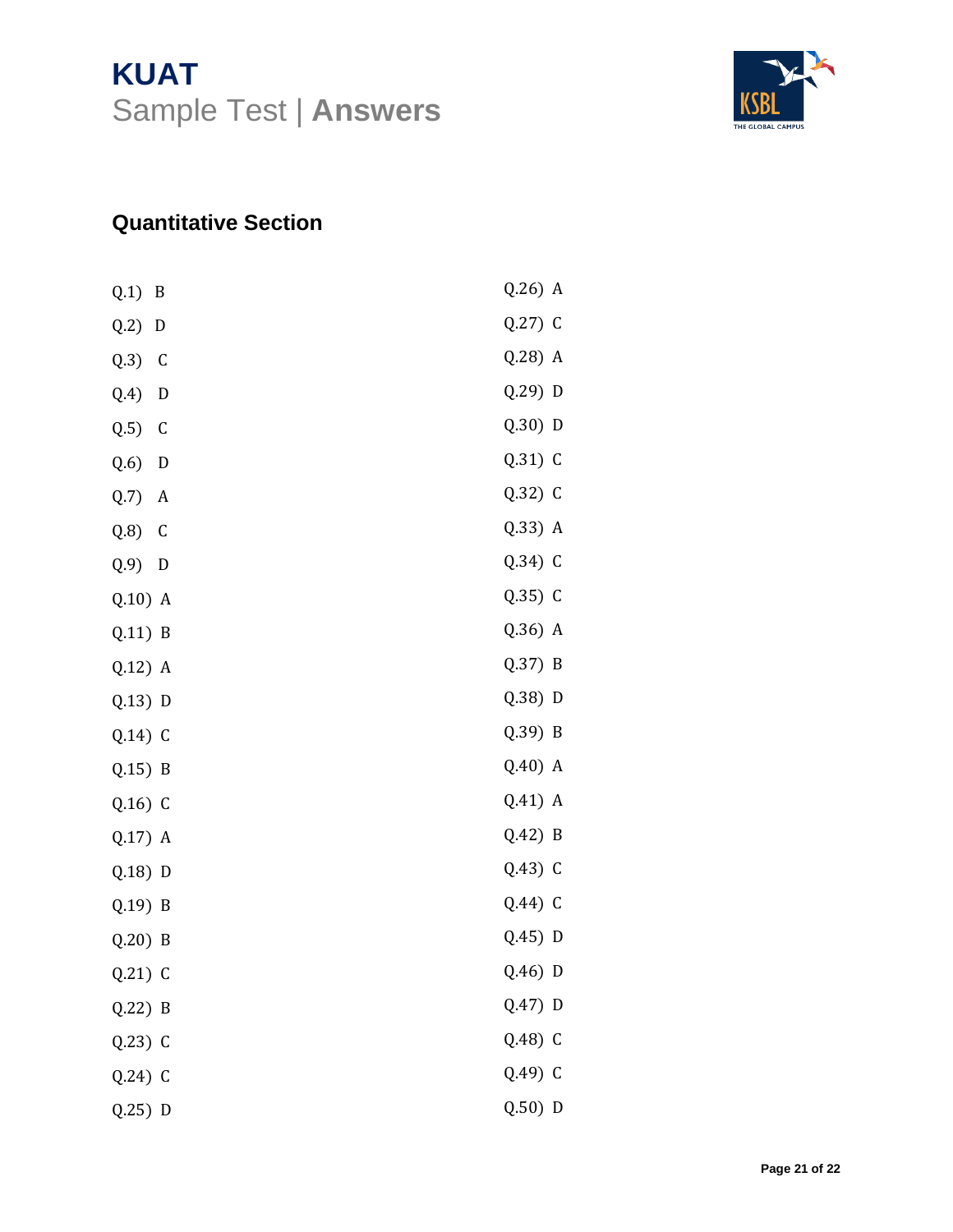# KUAT
Sample Test | **Answers**

## Quantitative Section

Q.1) B
Q.2) D
Q.3) C
Q.4) D
Q.5) C
Q.6) D
Q.7) A
Q.8) C
Q.9) D
Q.10) A
Q.11) B
Q.12) A
Q.13) D
Q.14) C
Q.15) B
Q.16) C
Q.17) A
Q.18) D
Q.19) B
Q.20) B
Q.21) C
Q.22) B
Q.23) C
Q.24) C
Q.25) D
Q.26) A
Q.27) C
Q.28) A
Q.29) D
Q.30) D
Q.31) C
Q.32) C
Q.33) A
Q.34) C
Q.35) C
Q.36) A
Q.37) B
Q.38) D
Q.39) B
Q.40) A
Q.41) A
Q.42) B
Q.43) C
Q.44) C
Q.45) D
Q.46) D
Q.47) D
Q.48) C
Q.49) C
Q.50) D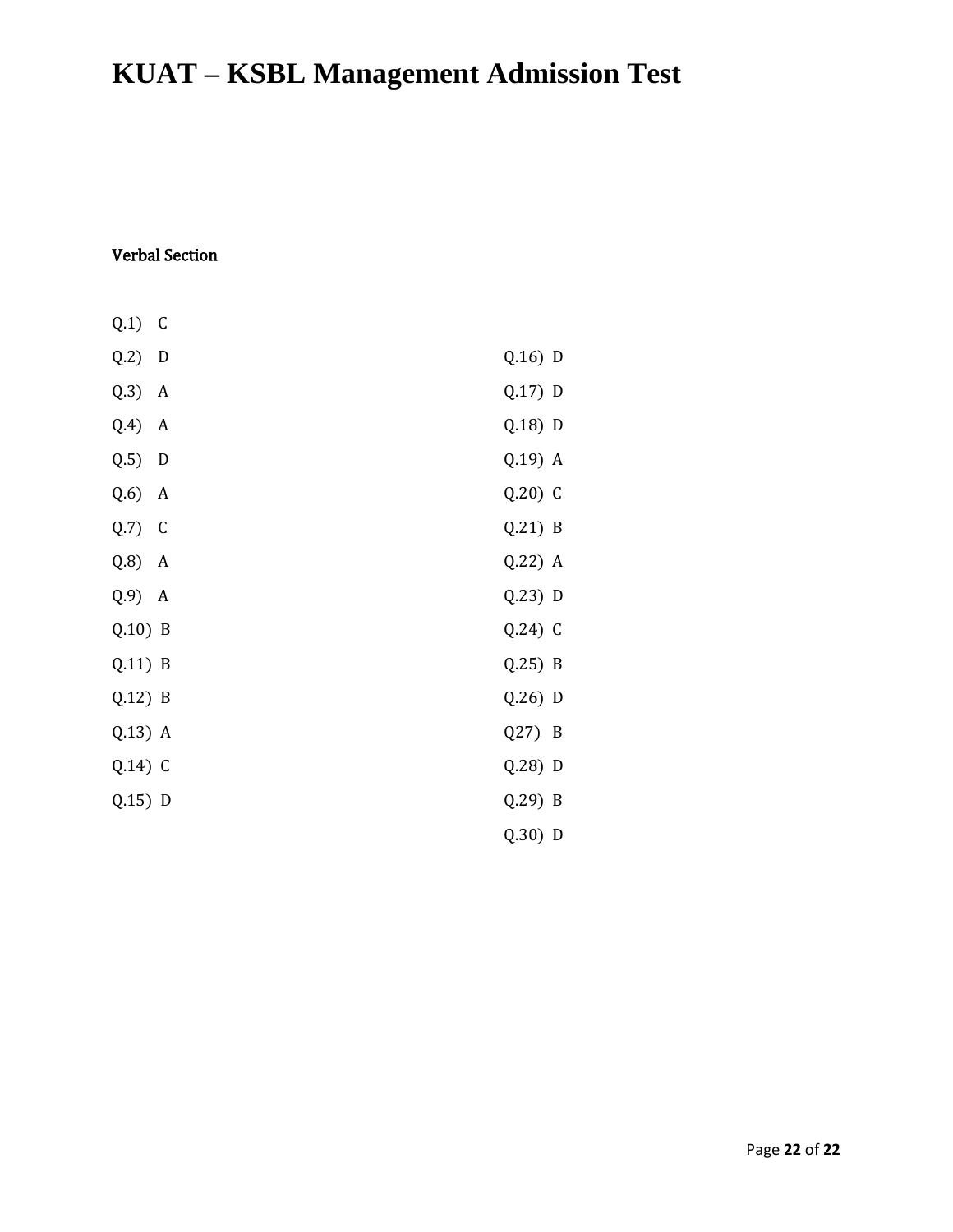# KUAT – KSBL Management Admission Test

**Verbal Section**

Q.1) C

Q.2) D

Q.3) A

Q.4) A

Q.5) D

Q.6) A

Q.7) C

Q.8) A

Q.9) A

Q.10) B

Q.11) B

Q.12) B

Q.13) A

Q.14) C

Q.15) D

Q.16) D

Q.17) D

Q.18) D

Q.19) A

Q.20) C

Q.21) B

Q.22) A

Q.23) D

Q.24) C

Q.25) B

Q.26) D

Q27) B

Q.28) D

Q.29) B

Q.30) D